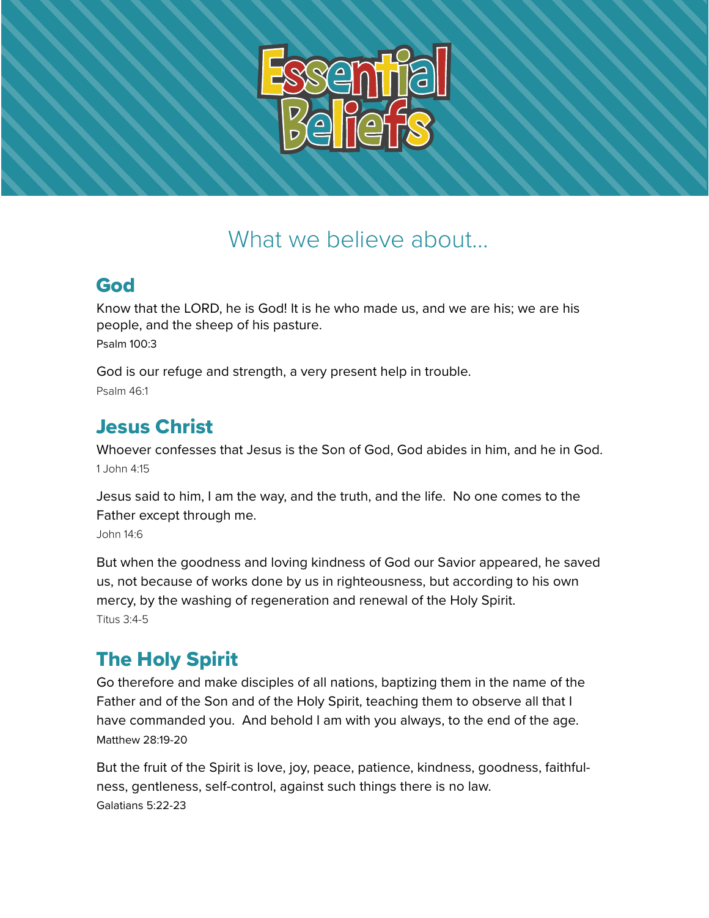# Essential Beliefs

## What we believe about...

### God

Know that the LORD, he is God! It is he who made us, and we are his; we are his people, and the sheep of his pasture.
Psalm 100:3

God is our refuge and strength, a very present help in trouble.
Psalm 46:1

### Jesus Christ

Whoever confesses that Jesus is the Son of God, God abides in him, and he in God.
1 John 4:15

Jesus said to him, I am the way, and the truth, and the life. No one comes to the Father except through me.
John 14:6

But when the goodness and loving kindness of God our Savior appeared, he saved us, not because of works done by us in righteousness, but according to his own mercy, by the washing of regeneration and renewal of the Holy Spirit.
Titus 3:4-5

### The Holy Spirit

Go therefore and make disciples of all nations, baptizing them in the name of the Father and of the Son and of the Holy Spirit, teaching them to observe all that I have commanded you. And behold I am with you always, to the end of the age.
Matthew 28:19-20

But the fruit of the Spirit is love, joy, peace, patience, kindness, goodness, faithfulness, gentleness, self-control, against such things there is no law.
Galatians 5:22-23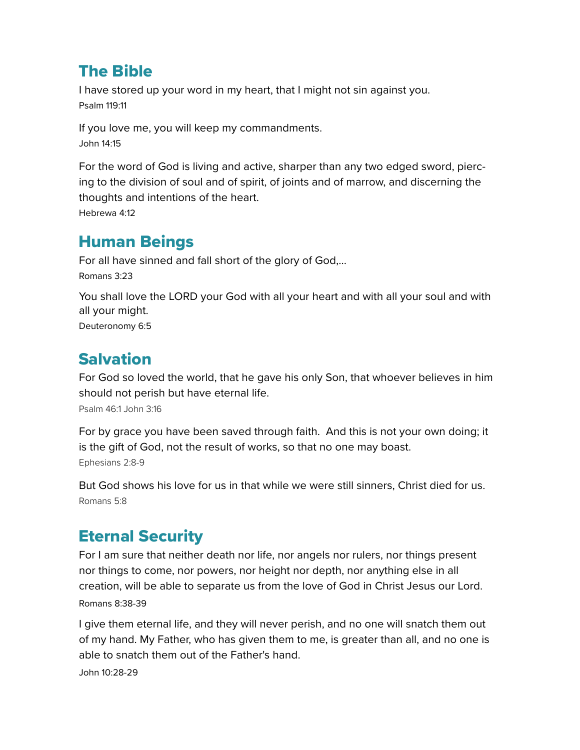## The Bible

I have stored up your word in my heart, that I might not sin against you.
Psalm 119:11

If you love me, you will keep my commandments.
John 14:15

For the word of God is living and active, sharper than any two edged sword, piercing to the division of soul and of spirit, of joints and of marrow, and discerning the thoughts and intentions of the heart.
Hebrewa 4:12

## Human Beings

For all have sinned and fall short of the glory of God,...
Romans 3:23

You shall love the LORD your God with all your heart and with all your soul and with all your might.
Deuteronomy 6:5

## Salvation

For God so loved the world, that he gave his only Son, that whoever believes in him should not perish but have eternal life.
Psalm 46:1 John 3:16

For by grace you have been saved through faith.  And this is not your own doing; it is the gift of God, not the result of works, so that no one may boast.
Ephesians 2:8-9

But God shows his love for us in that while we were still sinners, Christ died for us.
Romans 5:8

## Eternal Security

For I am sure that neither death nor life, nor angels nor rulers, nor things present nor things to come, nor powers, nor height nor depth, nor anything else in all creation, will be able to separate us from the love of God in Christ Jesus our Lord.
Romans 8:38-39

I give them eternal life, and they will never perish, and no one will snatch them out of my hand. My Father, who has given them to me, is greater than all, and no one is able to snatch them out of the Father's hand.
John 10:28-29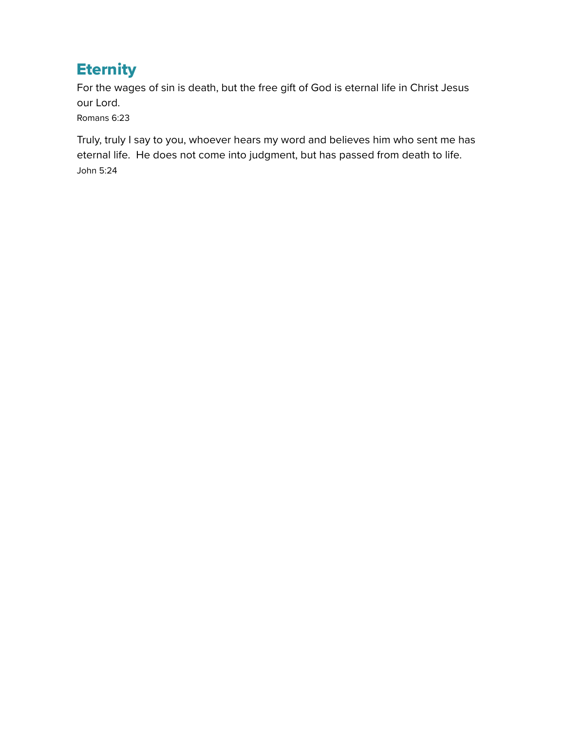## Eternity

For the wages of sin is death, but the free gift of God is eternal life in Christ Jesus our Lord.

Romans 6:23

Truly, truly I say to you, whoever hears my word and believes him who sent me has eternal life. He does not come into judgment, but has passed from death to life.

John 5:24